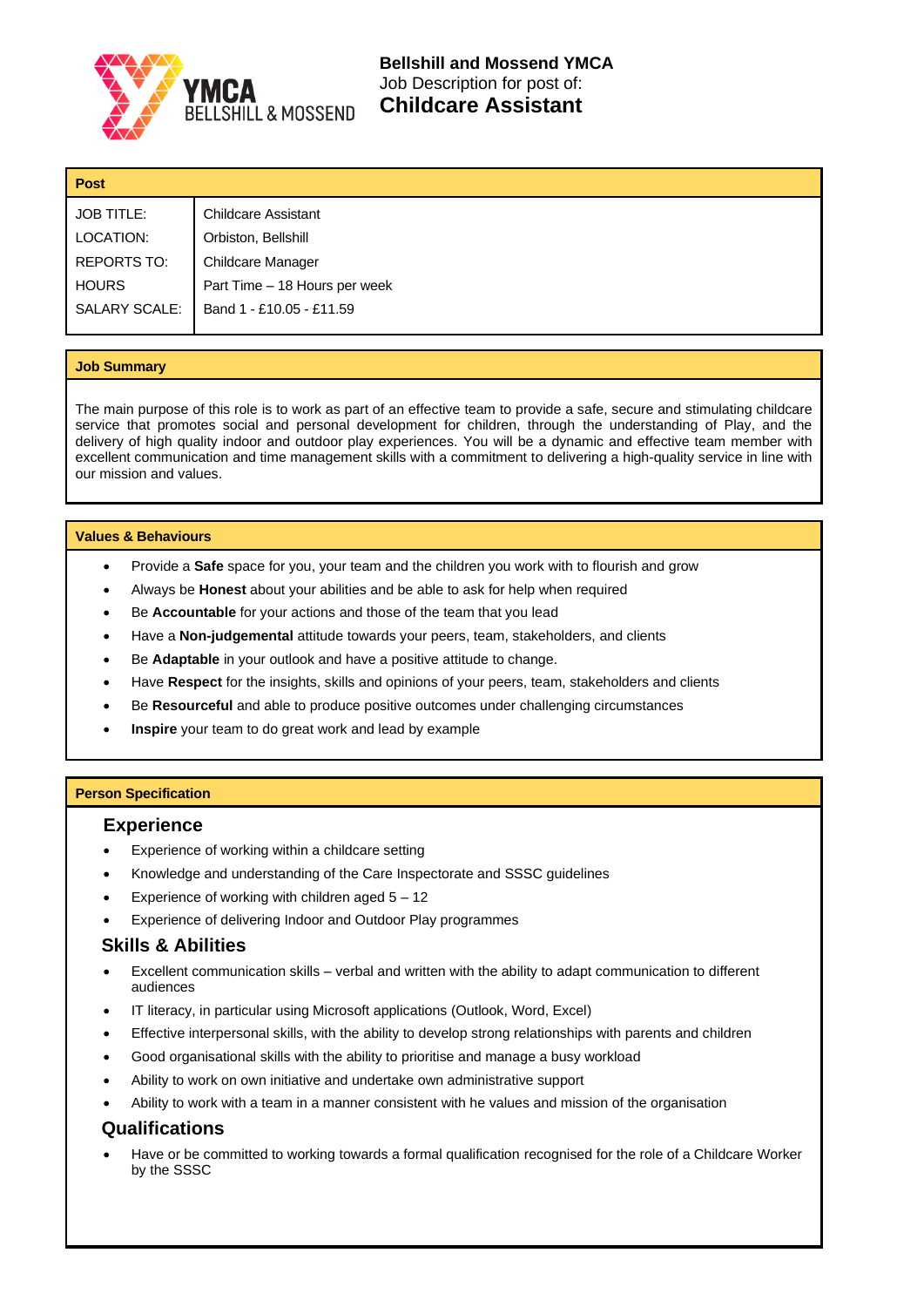**Bellshill and Mossend YMCA**
Job Description for post of:
# Childcare Assistant

## Post

| | |
|---|---|
| JOB TITLE: | Childcare Assistant |
| LOCATION: | Orbiston, Bellshill |
| REPORTS TO: | Childcare Manager |
| HOURS | Part Time – 18 Hours per week |
| SALARY SCALE: | Band 1 - £10.05 - £11.59 |

## Job Summary

The main purpose of this role is to work as part of an effective team to provide a safe, secure and stimulating childcare service that promotes social and personal development for children, through the understanding of Play, and the delivery of high quality indoor and outdoor play experiences. You will be a dynamic and effective team member with excellent communication and time management skills with a commitment to delivering a high-quality service in line with our mission and values.

## Values & Behaviours

- Provide a **Safe** space for you, your team and the children you work with to flourish and grow
- Always be **Honest** about your abilities and be able to ask for help when required
- Be **Accountable** for your actions and those of the team that you lead
- Have a **Non-judgemental** attitude towards your peers, team, stakeholders, and clients
- Be **Adaptable** in your outlook and have a positive attitude to change.
- Have **Respect** for the insights, skills and opinions of your peers, team, stakeholders and clients
- Be **Resourceful** and able to produce positive outcomes under challenging circumstances
- **Inspire** your team to do great work and lead by example

## Person Specification

### Experience

- Experience of working within a childcare setting
- Knowledge and understanding of the Care Inspectorate and SSSC guidelines
- Experience of working with children aged 5 – 12
- Experience of delivering Indoor and Outdoor Play programmes

### Skills & Abilities

- Excellent communication skills – verbal and written with the ability to adapt communication to different audiences
- IT literacy, in particular using Microsoft applications (Outlook, Word, Excel)
- Effective interpersonal skills, with the ability to develop strong relationships with parents and children
- Good organisational skills with the ability to prioritise and manage a busy workload
- Ability to work on own initiative and undertake own administrative support
- Ability to work with a team in a manner consistent with he values and mission of the organisation

### Qualifications

- Have or be committed to working towards a formal qualification recognised for the role of a Childcare Worker by the SSSC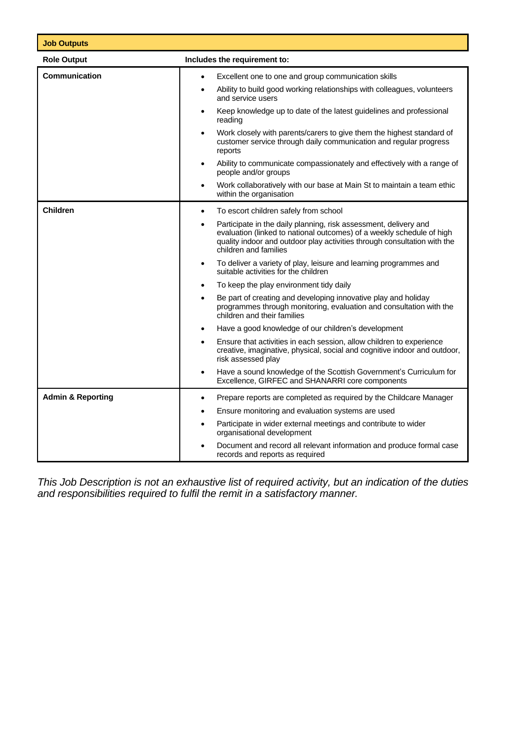| Job Outputs | |
|---|---|
| **Role Output** | **Includes the requirement to:** |
| **Communication** | • Excellent one to one and group communication skills<br>• Ability to build good working relationships with colleagues, volunteers and service users<br>• Keep knowledge up to date of the latest guidelines and professional reading<br>• Work closely with parents/carers to give them the highest standard of customer service through daily communication and regular progress reports<br>• Ability to communicate compassionately and effectively with a range of people and/or groups<br>• Work collaboratively with our base at Main St to maintain a team ethic within the organisation |
| **Children** | • To escort children safely from school<br>• Participate in the daily planning, risk assessment, delivery and evaluation (linked to national outcomes) of a weekly schedule of high quality indoor and outdoor play activities through consultation with the children and families<br>• To deliver a variety of play, leisure and learning programmes and suitable activities for the children<br>• To keep the play environment tidy daily<br>• Be part of creating and developing innovative play and holiday programmes through monitoring, evaluation and consultation with the children and their families<br>• Have a good knowledge of our children's development<br>• Ensure that activities in each session, allow children to experience creative, imaginative, physical, social and cognitive indoor and outdoor, risk assessed play<br>• Have a sound knowledge of the Scottish Government's Curriculum for Excellence, GIRFEC and SHANARRI core components |
| **Admin & Reporting** | • Prepare reports are completed as required by the Childcare Manager<br>• Ensure monitoring and evaluation systems are used<br>• Participate in wider external meetings and contribute to wider organisational development<br>• Document and record all relevant information and produce formal case records and reports as required |

*This Job Description is not an exhaustive list of required activity, but an indication of the duties and responsibilities required to fulfil the remit in a satisfactory manner.*